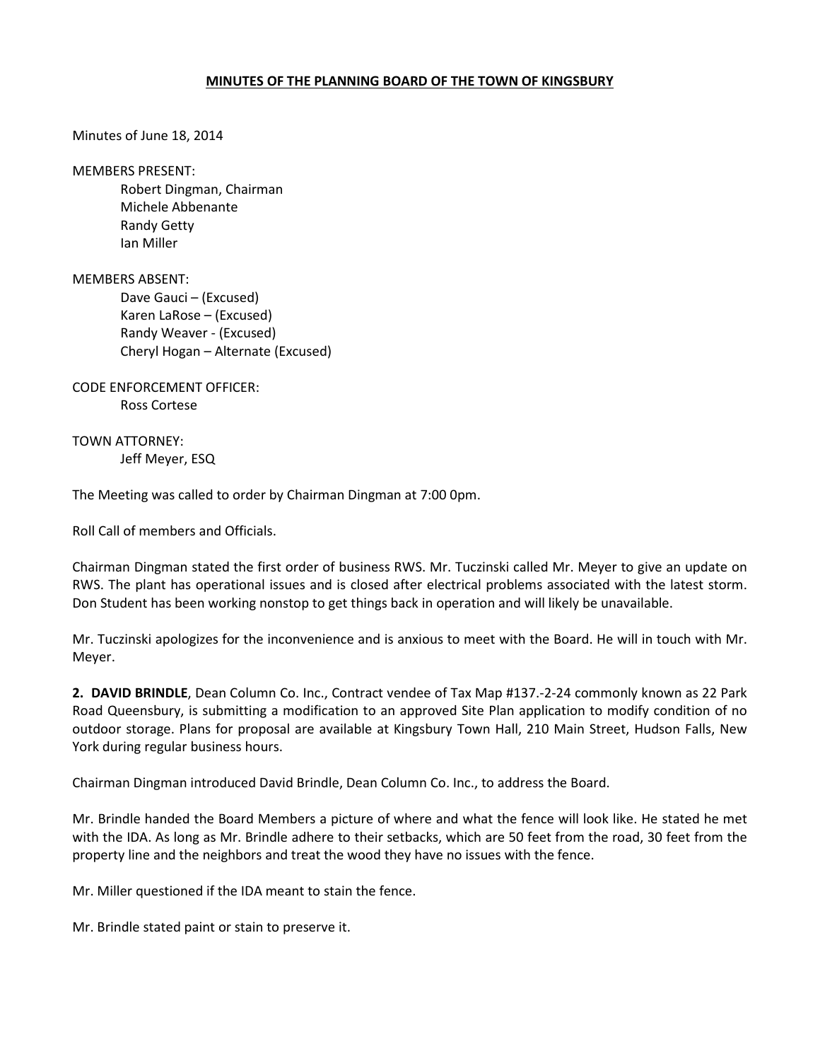**MINUTES OF THE PLANNING BOARD OF THE TOWN OF KINGSBURY**

Minutes of June 18, 2014

MEMBERS PRESENT:
Robert Dingman, Chairman
Michele Abbenante
Randy Getty
Ian Miller

MEMBERS ABSENT:
Dave Gauci – (Excused)
Karen LaRose – (Excused)
Randy Weaver - (Excused)
Cheryl Hogan – Alternate (Excused)

CODE ENFORCEMENT OFFICER:
Ross Cortese

TOWN ATTORNEY:
Jeff Meyer, ESQ

The Meeting was called to order by Chairman Dingman at 7:00 0pm.

Roll Call of members and Officials.

Chairman Dingman stated the first order of business RWS. Mr. Tuczinski called Mr. Meyer to give an update on RWS. The plant has operational issues and is closed after electrical problems associated with the latest storm. Don Student has been working nonstop to get things back in operation and will likely be unavailable.

Mr. Tuczinski apologizes for the inconvenience and is anxious to meet with the Board. He will in touch with Mr. Meyer.

**2. DAVID BRINDLE**, Dean Column Co. Inc., Contract vendee of Tax Map #137.-2-24 commonly known as 22 Park Road Queensbury, is submitting a modification to an approved Site Plan application to modify condition of no outdoor storage. Plans for proposal are available at Kingsbury Town Hall, 210 Main Street, Hudson Falls, New York during regular business hours.

Chairman Dingman introduced David Brindle, Dean Column Co. Inc., to address the Board.

Mr. Brindle handed the Board Members a picture of where and what the fence will look like. He stated he met with the IDA. As long as Mr. Brindle adhere to their setbacks, which are 50 feet from the road, 30 feet from the property line and the neighbors and treat the wood they have no issues with the fence.

Mr. Miller questioned if the IDA meant to stain the fence.

Mr. Brindle stated paint or stain to preserve it.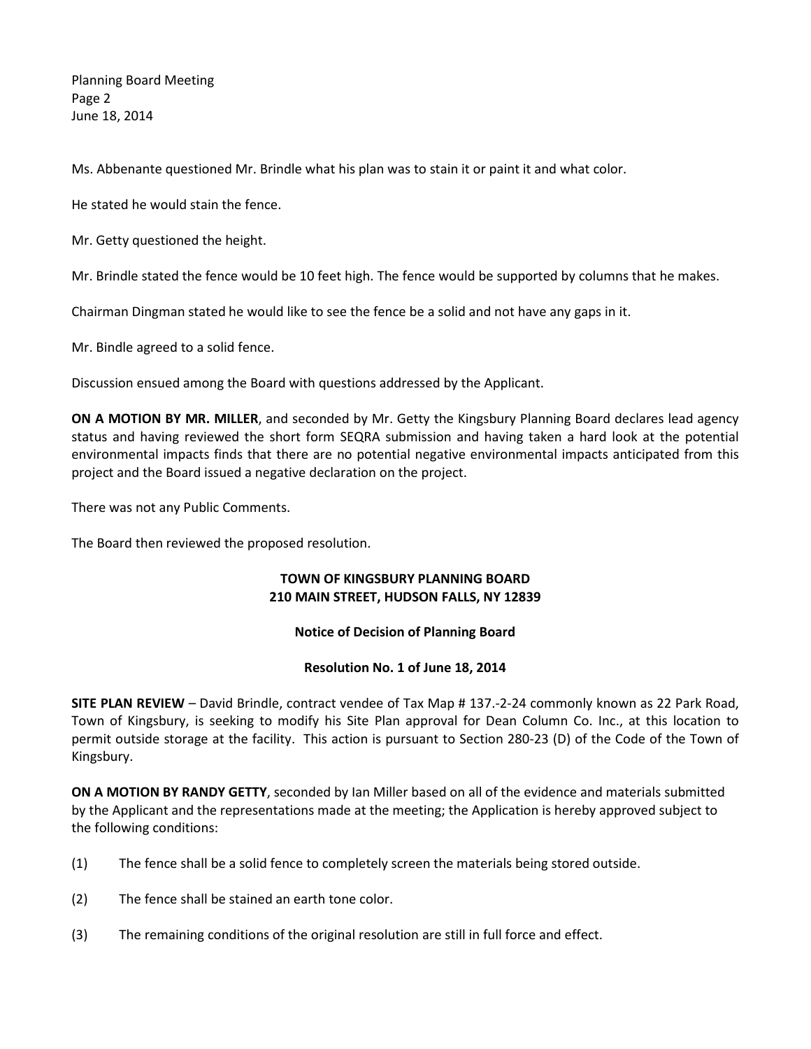Ms. Abbenante questioned Mr. Brindle what his plan was to stain it or paint it and what color.

He stated he would stain the fence.

Mr. Getty questioned the height.

Mr. Brindle stated the fence would be 10 feet high. The fence would be supported by columns that he makes.

Chairman Dingman stated he would like to see the fence be a solid and not have any gaps in it.

Mr. Bindle agreed to a solid fence.

Discussion ensued among the Board with questions addressed by the Applicant.

**ON A MOTION BY MR. MILLER**, and seconded by Mr. Getty the Kingsbury Planning Board declares lead agency status and having reviewed the short form SEQRA submission and having taken a hard look at the potential environmental impacts finds that there are no potential negative environmental impacts anticipated from this project and the Board issued a negative declaration on the project.

There was not any Public Comments.

The Board then reviewed the proposed resolution.

**TOWN OF KINGSBURY PLANNING BOARD**
**210 MAIN STREET, HUDSON FALLS, NY 12839**

**Notice of Decision of Planning Board**

**Resolution No. 1 of June 18, 2014**

**SITE PLAN REVIEW** – David Brindle, contract vendee of Tax Map # 137.-2-24 commonly known as 22 Park Road, Town of Kingsbury, is seeking to modify his Site Plan approval for Dean Column Co. Inc., at this location to permit outside storage at the facility. This action is pursuant to Section 280-23 (D) of the Code of the Town of Kingsbury.

**ON A MOTION BY RANDY GETTY**, seconded by Ian Miller based on all of the evidence and materials submitted by the Applicant and the representations made at the meeting; the Application is hereby approved subject to the following conditions:

(1) The fence shall be a solid fence to completely screen the materials being stored outside.

(2) The fence shall be stained an earth tone color.

(3) The remaining conditions of the original resolution are still in full force and effect.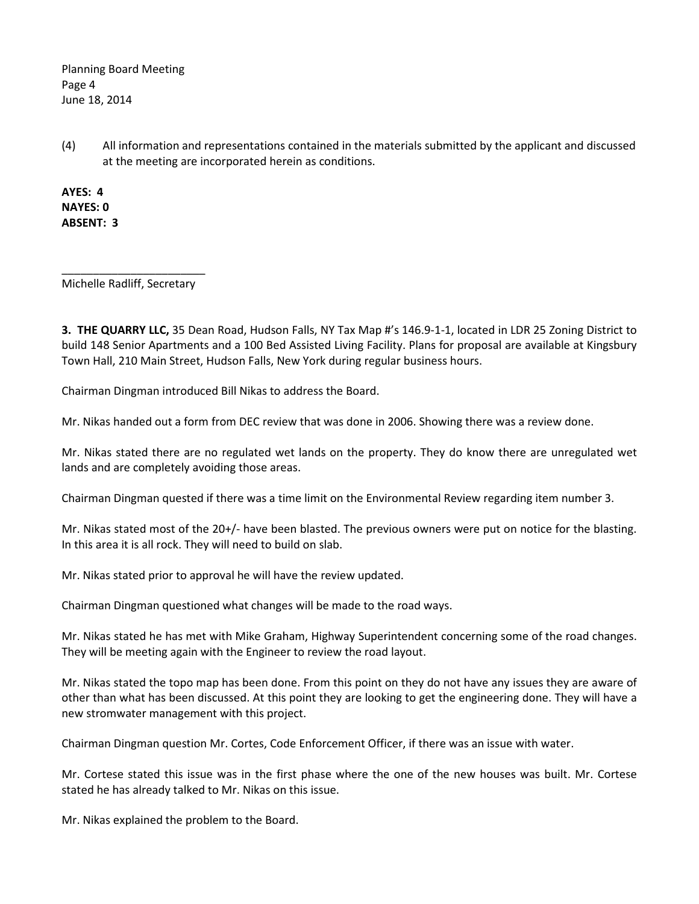(4) All information and representations contained in the materials submitted by the applicant and discussed at the meeting are incorporated herein as conditions.

**AYES: 4**
**NAYES: 0**
**ABSENT: 3**

_______________________
Michelle Radliff, Secretary

**3. THE QUARRY LLC,** 35 Dean Road, Hudson Falls, NY Tax Map #'s 146.9-1-1, located in LDR 25 Zoning District to build 148 Senior Apartments and a 100 Bed Assisted Living Facility. Plans for proposal are available at Kingsbury Town Hall, 210 Main Street, Hudson Falls, New York during regular business hours.

Chairman Dingman introduced Bill Nikas to address the Board.

Mr. Nikas handed out a form from DEC review that was done in 2006. Showing there was a review done.

Mr. Nikas stated there are no regulated wet lands on the property. They do know there are unregulated wet lands and are completely avoiding those areas.

Chairman Dingman quested if there was a time limit on the Environmental Review regarding item number 3.

Mr. Nikas stated most of the 20+/- have been blasted. The previous owners were put on notice for the blasting. In this area it is all rock. They will need to build on slab.

Mr. Nikas stated prior to approval he will have the review updated.

Chairman Dingman questioned what changes will be made to the road ways.

Mr. Nikas stated he has met with Mike Graham, Highway Superintendent concerning some of the road changes. They will be meeting again with the Engineer to review the road layout.

Mr. Nikas stated the topo map has been done. From this point on they do not have any issues they are aware of other than what has been discussed. At this point they are looking to get the engineering done. They will have a new stromwater management with this project.

Chairman Dingman question Mr. Cortes, Code Enforcement Officer, if there was an issue with water.

Mr. Cortese stated this issue was in the first phase where the one of the new houses was built. Mr. Cortese stated he has already talked to Mr. Nikas on this issue.

Mr. Nikas explained the problem to the Board.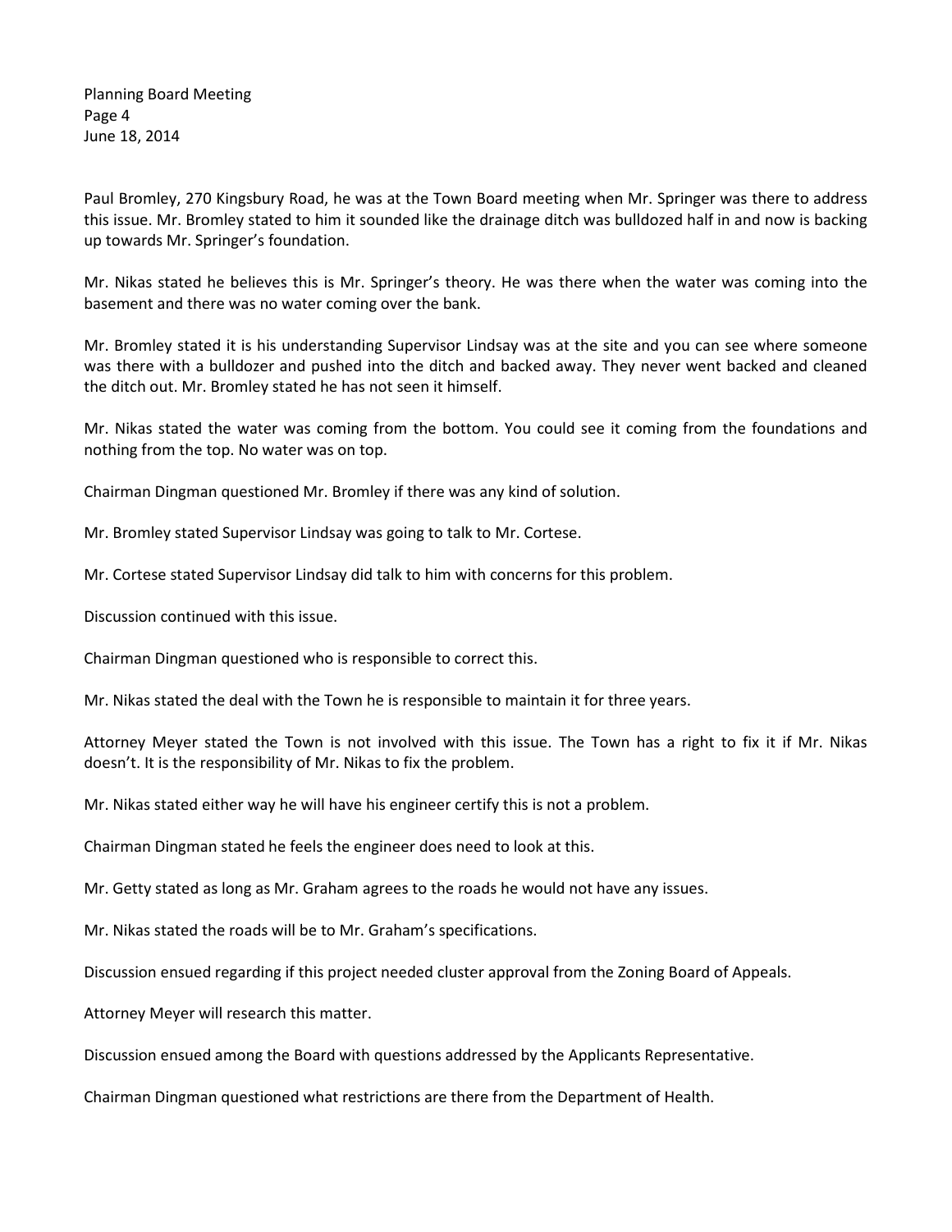Paul Bromley, 270 Kingsbury Road, he was at the Town Board meeting when Mr. Springer was there to address this issue. Mr. Bromley stated to him it sounded like the drainage ditch was bulldozed half in and now is backing up towards Mr. Springer's foundation.

Mr. Nikas stated he believes this is Mr. Springer's theory. He was there when the water was coming into the basement and there was no water coming over the bank.

Mr. Bromley stated it is his understanding Supervisor Lindsay was at the site and you can see where someone was there with a bulldozer and pushed into the ditch and backed away. They never went backed and cleaned the ditch out. Mr. Bromley stated he has not seen it himself.

Mr. Nikas stated the water was coming from the bottom. You could see it coming from the foundations and nothing from the top. No water was on top.

Chairman Dingman questioned Mr. Bromley if there was any kind of solution.

Mr. Bromley stated Supervisor Lindsay was going to talk to Mr. Cortese.

Mr. Cortese stated Supervisor Lindsay did talk to him with concerns for this problem.

Discussion continued with this issue.

Chairman Dingman questioned who is responsible to correct this.

Mr. Nikas stated the deal with the Town he is responsible to maintain it for three years.

Attorney Meyer stated the Town is not involved with this issue. The Town has a right to fix it if Mr. Nikas doesn't. It is the responsibility of Mr. Nikas to fix the problem.

Mr. Nikas stated either way he will have his engineer certify this is not a problem.

Chairman Dingman stated he feels the engineer does need to look at this.

Mr. Getty stated as long as Mr. Graham agrees to the roads he would not have any issues.

Mr. Nikas stated the roads will be to Mr. Graham's specifications.

Discussion ensued regarding if this project needed cluster approval from the Zoning Board of Appeals.

Attorney Meyer will research this matter.

Discussion ensued among the Board with questions addressed by the Applicants Representative.

Chairman Dingman questioned what restrictions are there from the Department of Health.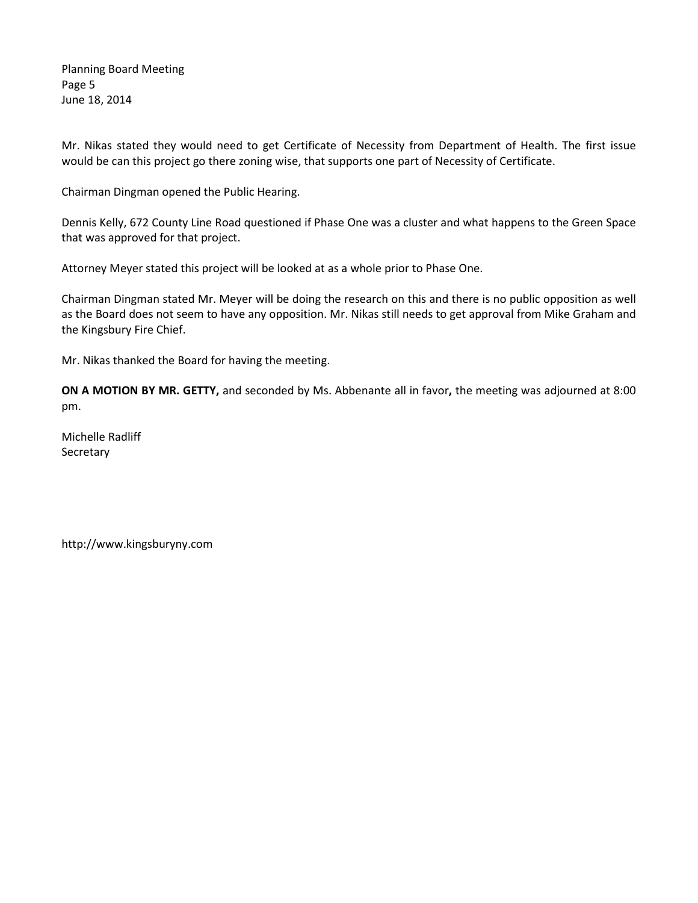Mr. Nikas stated they would need to get Certificate of Necessity from Department of Health. The first issue would be can this project go there zoning wise, that supports one part of Necessity of Certificate.

Chairman Dingman opened the Public Hearing.

Dennis Kelly, 672 County Line Road questioned if Phase One was a cluster and what happens to the Green Space that was approved for that project.

Attorney Meyer stated this project will be looked at as a whole prior to Phase One.

Chairman Dingman stated Mr. Meyer will be doing the research on this and there is no public opposition as well as the Board does not seem to have any opposition. Mr. Nikas still needs to get approval from Mike Graham and the Kingsbury Fire Chief.

Mr. Nikas thanked the Board for having the meeting.

**ON A MOTION BY MR. GETTY,** and seconded by Ms. Abbenante all in favor**,** the meeting was adjourned at 8:00 pm.

Michelle Radliff
Secretary

http://www.kingsburyny.com